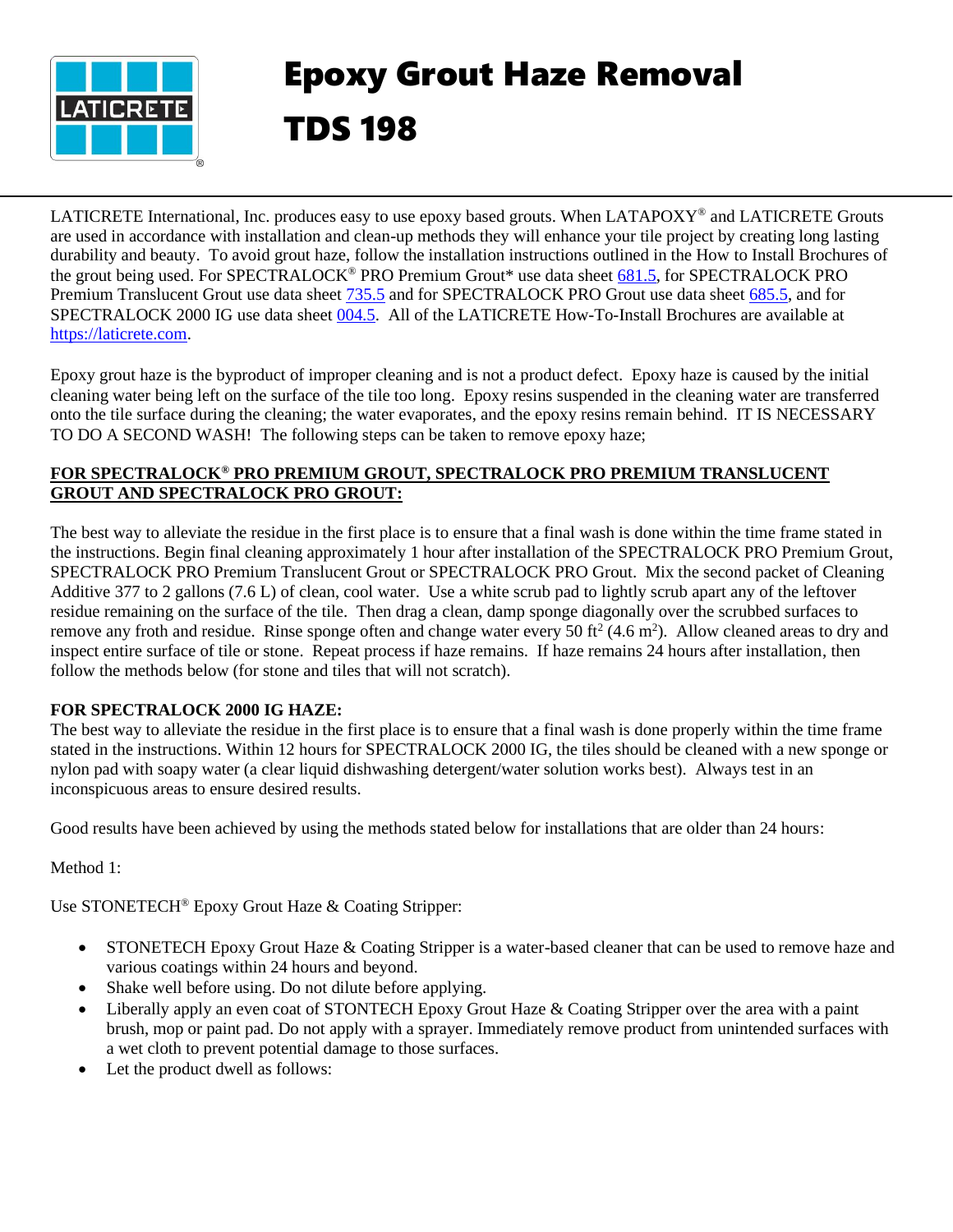# Epoxy Grout Haze Removal

# TDS 198

LATICRETE International, Inc. produces easy to use epoxy based grouts. When LATAPOXY® and LATICRETE Grouts are used in accordance with installation and clean-up methods they will enhance your tile project by creating long lasting durability and beauty. To avoid grout haze, follow the installation instructions outlined in the How to Install Brochures of the grout being used. For SPECTRALOCK® PRO Premium Grout* use data sheet 681.5, for SPECTRALOCK PRO Premium Translucent Grout use data sheet 735.5 and for SPECTRALOCK PRO Grout use data sheet 685.5, and for SPECTRALOCK 2000 IG use data sheet 004.5. All of the LATICRETE How-To-Install Brochures are available at https://laticrete.com.

Epoxy grout haze is the byproduct of improper cleaning and is not a product defect. Epoxy haze is caused by the initial cleaning water being left on the surface of the tile too long. Epoxy resins suspended in the cleaning water are transferred onto the tile surface during the cleaning; the water evaporates, and the epoxy resins remain behind. IT IS NECESSARY TO DO A SECOND WASH! The following steps can be taken to remove epoxy haze;

**FOR SPECTRALOCK® PRO PREMIUM GROUT, SPECTRALOCK PRO PREMIUM TRANSLUCENT GROUT AND SPECTRALOCK PRO GROUT:**

The best way to alleviate the residue in the first place is to ensure that a final wash is done within the time frame stated in the instructions. Begin final cleaning approximately 1 hour after installation of the SPECTRALOCK PRO Premium Grout, SPECTRALOCK PRO Premium Translucent Grout or SPECTRALOCK PRO Grout. Mix the second packet of Cleaning Additive 377 to 2 gallons (7.6 L) of clean, cool water. Use a white scrub pad to lightly scrub apart any of the leftover residue remaining on the surface of the tile. Then drag a clean, damp sponge diagonally over the scrubbed surfaces to remove any froth and residue. Rinse sponge often and change water every 50 $ft^2$ (4.6 $m^2$). Allow cleaned areas to dry and inspect entire surface of tile or stone. Repeat process if haze remains. If haze remains 24 hours after installation, then follow the methods below (for stone and tiles that will not scratch).

**FOR SPECTRALOCK 2000 IG HAZE:**

The best way to alleviate the residue in the first place is to ensure that a final wash is done properly within the time frame stated in the instructions. Within 12 hours for SPECTRALOCK 2000 IG, the tiles should be cleaned with a new sponge or nylon pad with soapy water (a clear liquid dishwashing detergent/water solution works best). Always test in an inconspicuous areas to ensure desired results.

Good results have been achieved by using the methods stated below for installations that are older than 24 hours:

Method 1:

Use STONETECH® Epoxy Grout Haze & Coating Stripper:

- STONETECH Epoxy Grout Haze & Coating Stripper is a water-based cleaner that can be used to remove haze and various coatings within 24 hours and beyond.
- Shake well before using. Do not dilute before applying.
- Liberally apply an even coat of STONTECH Epoxy Grout Haze & Coating Stripper over the area with a paint brush, mop or paint pad. Do not apply with a sprayer. Immediately remove product from unintended surfaces with a wet cloth to prevent potential damage to those surfaces.
- Let the product dwell as follows: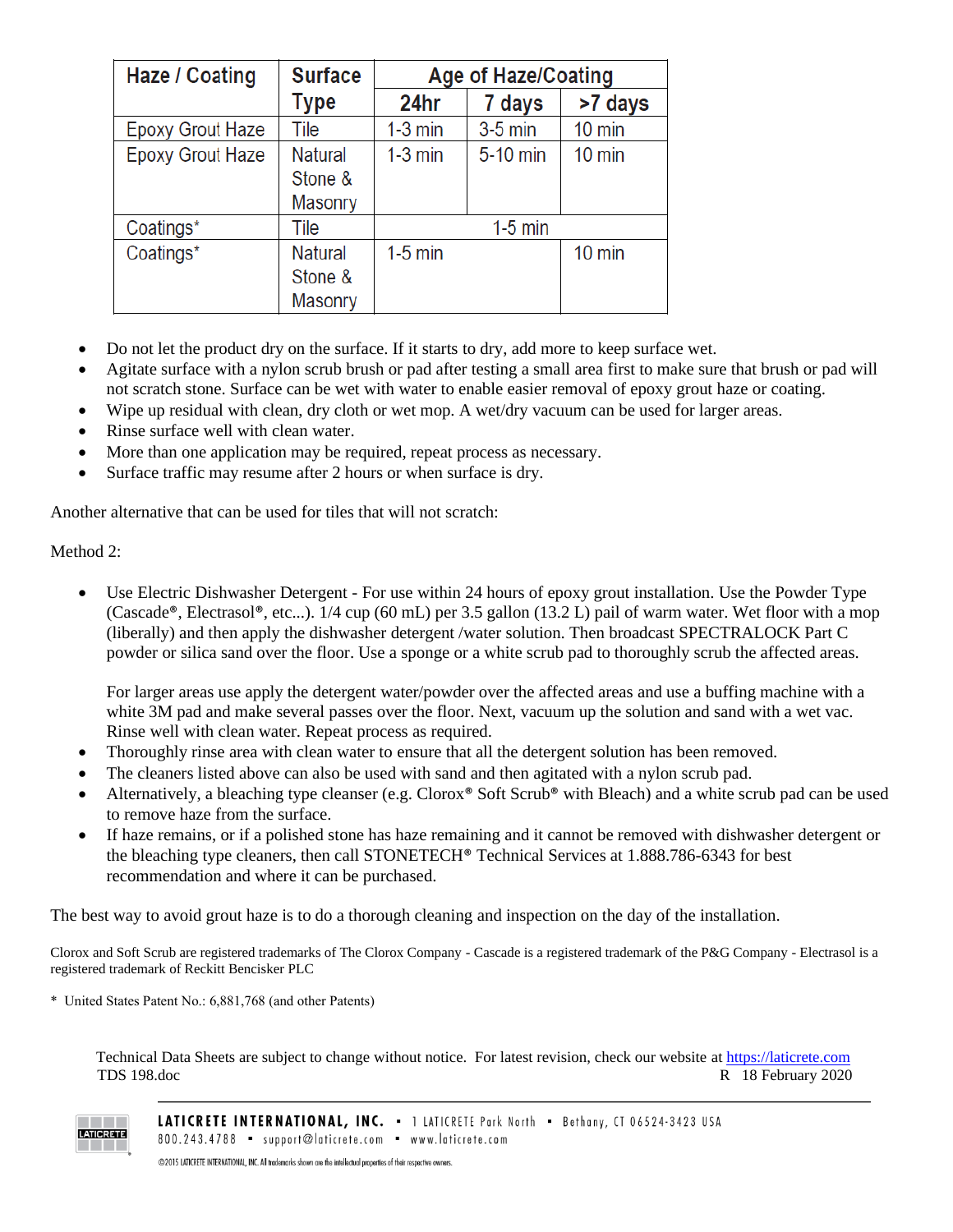| Haze / Coating | Surface Type | Age of Haze/Coating | | |
|---|---|---|---|---|
| | | 24hr | 7 days | >7 days |
| Epoxy Grout Haze | Tile | 1-3 min | 3-5 min | 10 min |
| Epoxy Grout Haze | Natural Stone & Masonry | 1-3 min | 5-10 min | 10 min |
| Coatings* | Tile | 1-5 min | | |
| Coatings* | Natural Stone & Masonry | 1-5 min | | 10 min |

- Do not let the product dry on the surface. If it starts to dry, add more to keep surface wet.
- Agitate surface with a nylon scrub brush or pad after testing a small area first to make sure that brush or pad will not scratch stone. Surface can be wet with water to enable easier removal of epoxy grout haze or coating.
- Wipe up residual with clean, dry cloth or wet mop. A wet/dry vacuum can be used for larger areas.
- Rinse surface well with clean water.
- More than one application may be required, repeat process as necessary.
- Surface traffic may resume after 2 hours or when surface is dry.

Another alternative that can be used for tiles that will not scratch:

Method 2:

- Use Electric Dishwasher Detergent - For use within 24 hours of epoxy grout installation. Use the Powder Type (Cascade®, Electrasol®, etc...). 1/4 cup (60 mL) per 3.5 gallon (13.2 L) pail of warm water. Wet floor with a mop (liberally) and then apply the dishwasher detergent /water solution. Then broadcast SPECTRALOCK Part C powder or silica sand over the floor. Use a sponge or a white scrub pad to thoroughly scrub the affected areas.

  For larger areas use apply the detergent water/powder over the affected areas and use a buffing machine with a white 3M pad and make several passes over the floor. Next, vacuum up the solution and sand with a wet vac. Rinse well with clean water. Repeat process as required.
- Thoroughly rinse area with clean water to ensure that all the detergent solution has been removed.
- The cleaners listed above can also be used with sand and then agitated with a nylon scrub pad.
- Alternatively, a bleaching type cleanser (e.g. Clorox® Soft Scrub® with Bleach) and a white scrub pad can be used to remove haze from the surface.
- If haze remains, or if a polished stone has haze remaining and it cannot be removed with dishwasher detergent or the bleaching type cleaners, then call STONETECH® Technical Services at 1.888.786-6343 for best recommendation and where it can be purchased.

The best way to avoid grout haze is to do a thorough cleaning and inspection on the day of the installation.

Clorox and Soft Scrub are registered trademarks of The Clorox Company - Cascade is a registered trademark of the P&G Company - Electrasol is a registered trademark of Reckitt Bencisker PLC

* United States Patent No.: 6,881,768 (and other Patents)

Technical Data Sheets are subject to change without notice. For latest revision, check our website at https://laticrete.com
TDS 198.doc R 18 February 2020

LATICRETE INTERNATIONAL, INC. ▪ 1 LATICRETE Park North ▪ Bethany, CT 06524-3423 USA
800.243.4788 ▪ support@laticrete.com ▪ www.laticrete.com

©2015 LATICRETE INTERNATIONAL, INC. All trademarks shown are the intellectual properties of their respective owners.